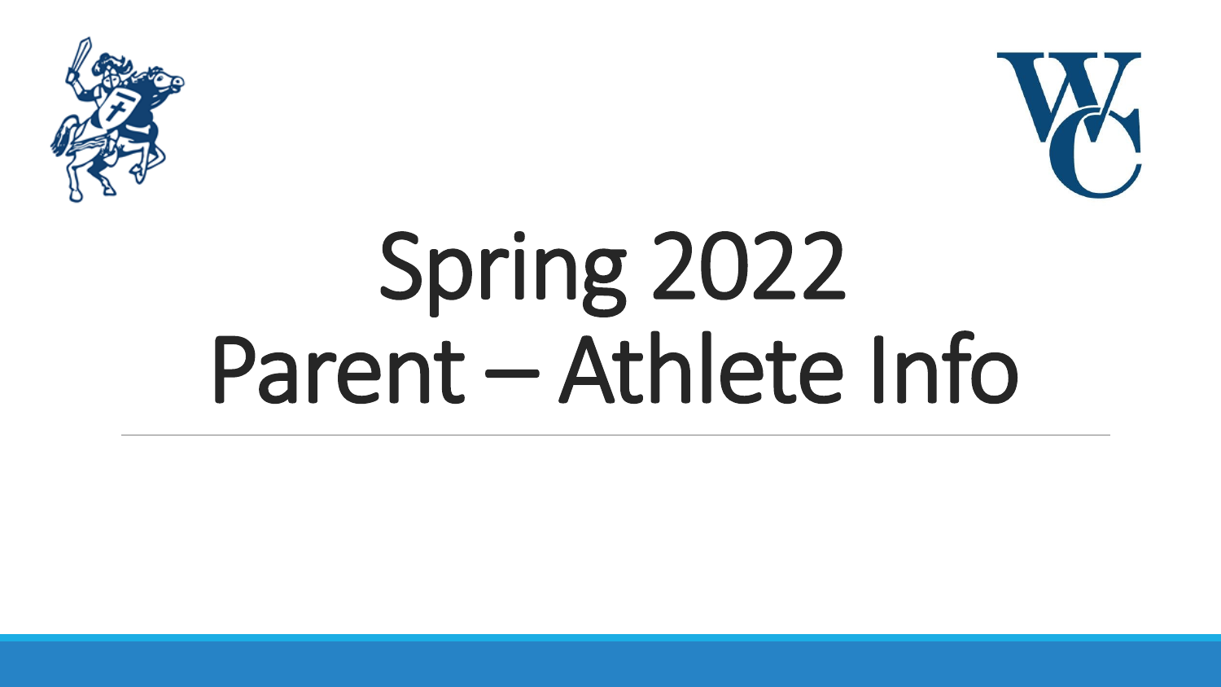# Spring 2022
# Parent – Athlete Info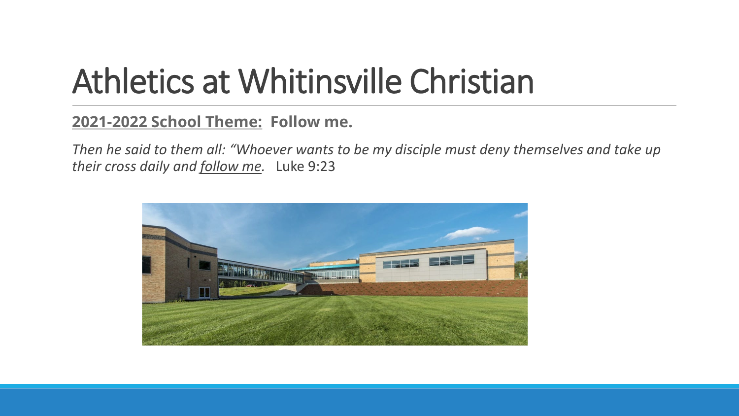# Athletics at Whitinsville Christian

**2021-2022 School Theme:** **Follow me.**

*Then he said to them all: "Whoever wants to be my disciple must deny themselves and take up their cross daily and follow me.* Luke 9:23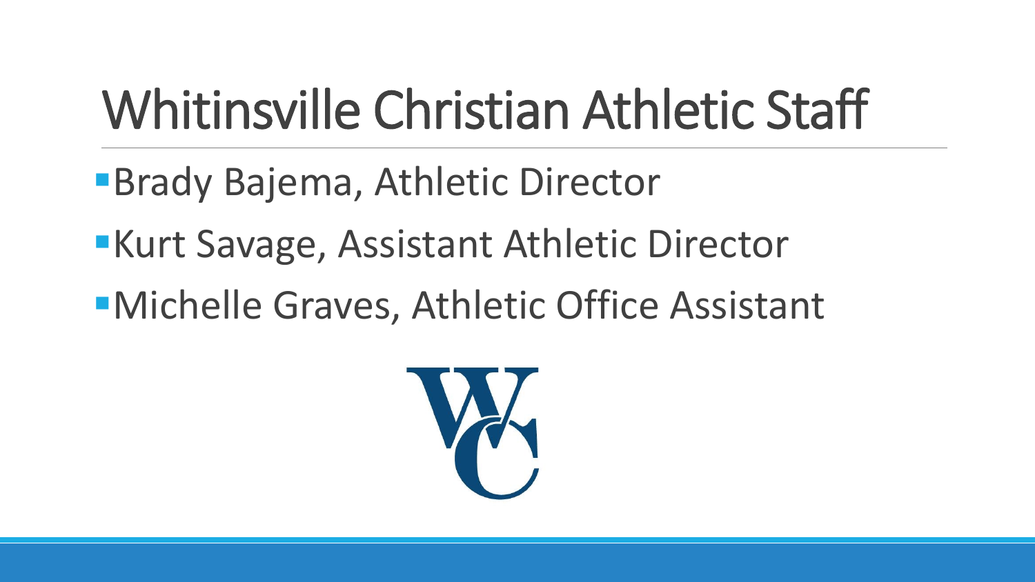# Whitinsville Christian Athletic Staff

- Brady Bajema, Athletic Director
- Kurt Savage, Assistant Athletic Director
- Michelle Graves, Athletic Office Assistant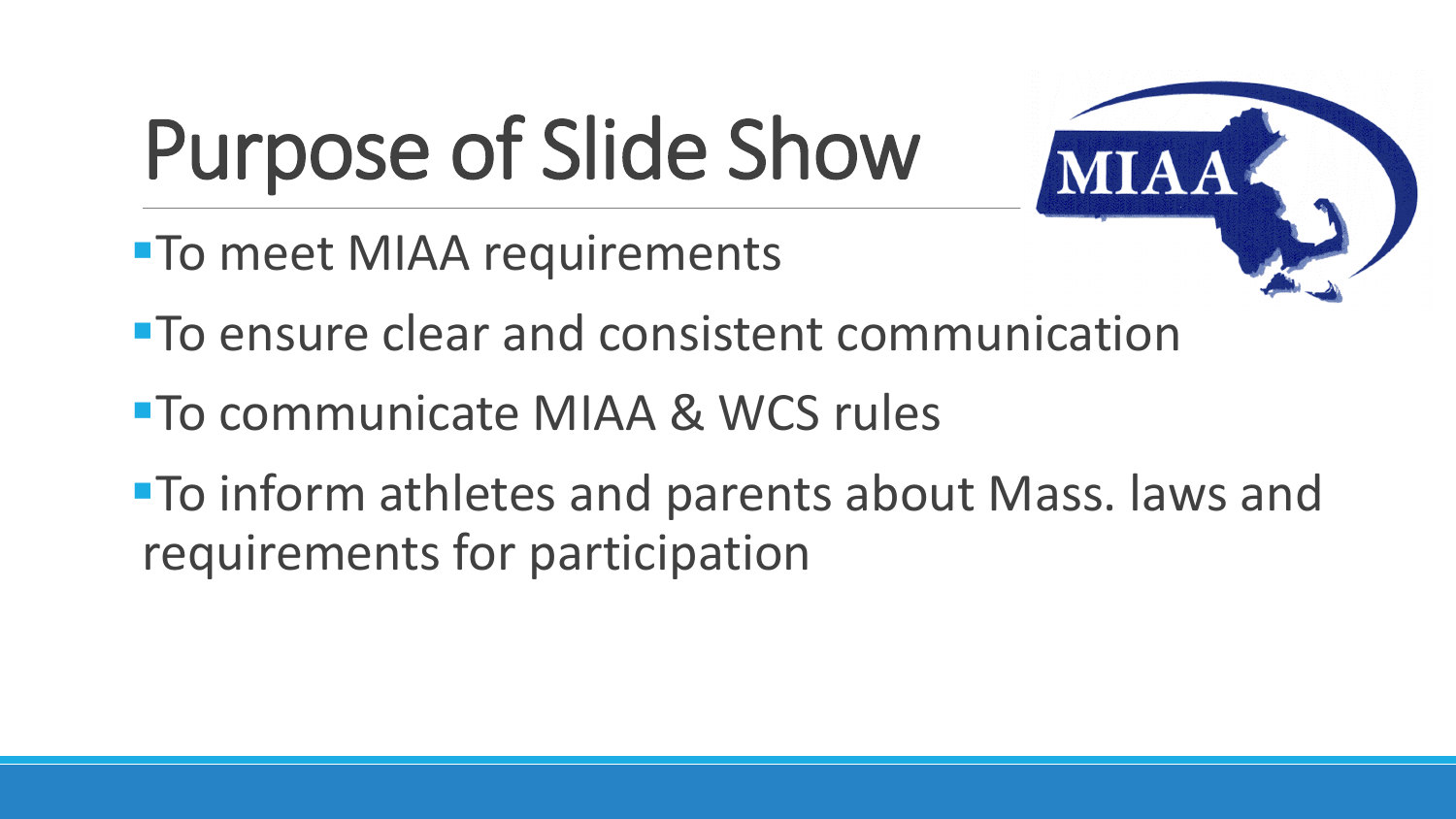# Purpose of Slide Show

- To meet MIAA requirements
- To ensure clear and consistent communication
- To communicate MIAA & WCS rules
- To inform athletes and parents about Mass. laws and requirements for participation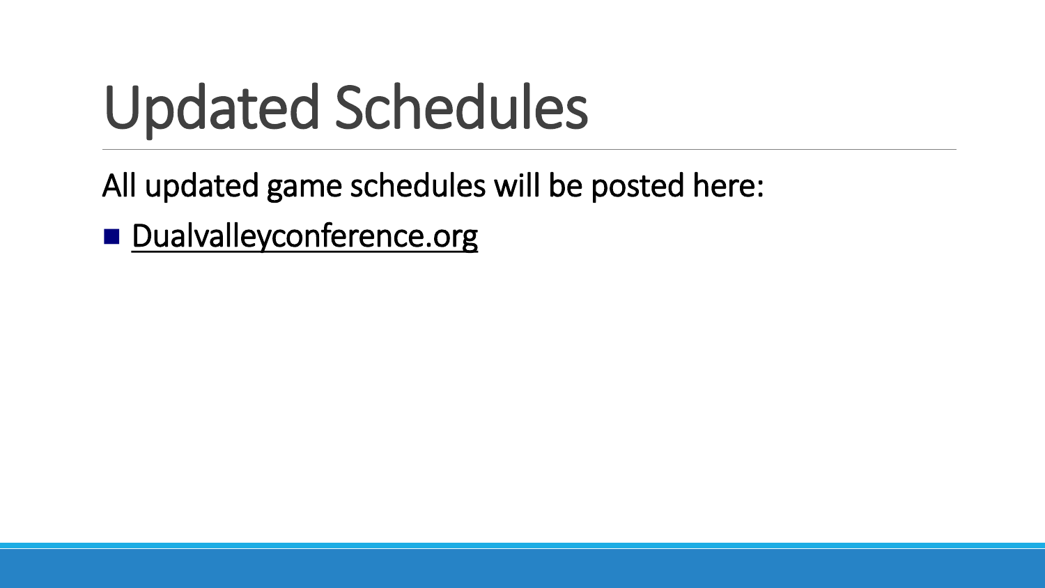# Updated Schedules

All updated game schedules will be posted here:

- Dualvalleyconference.org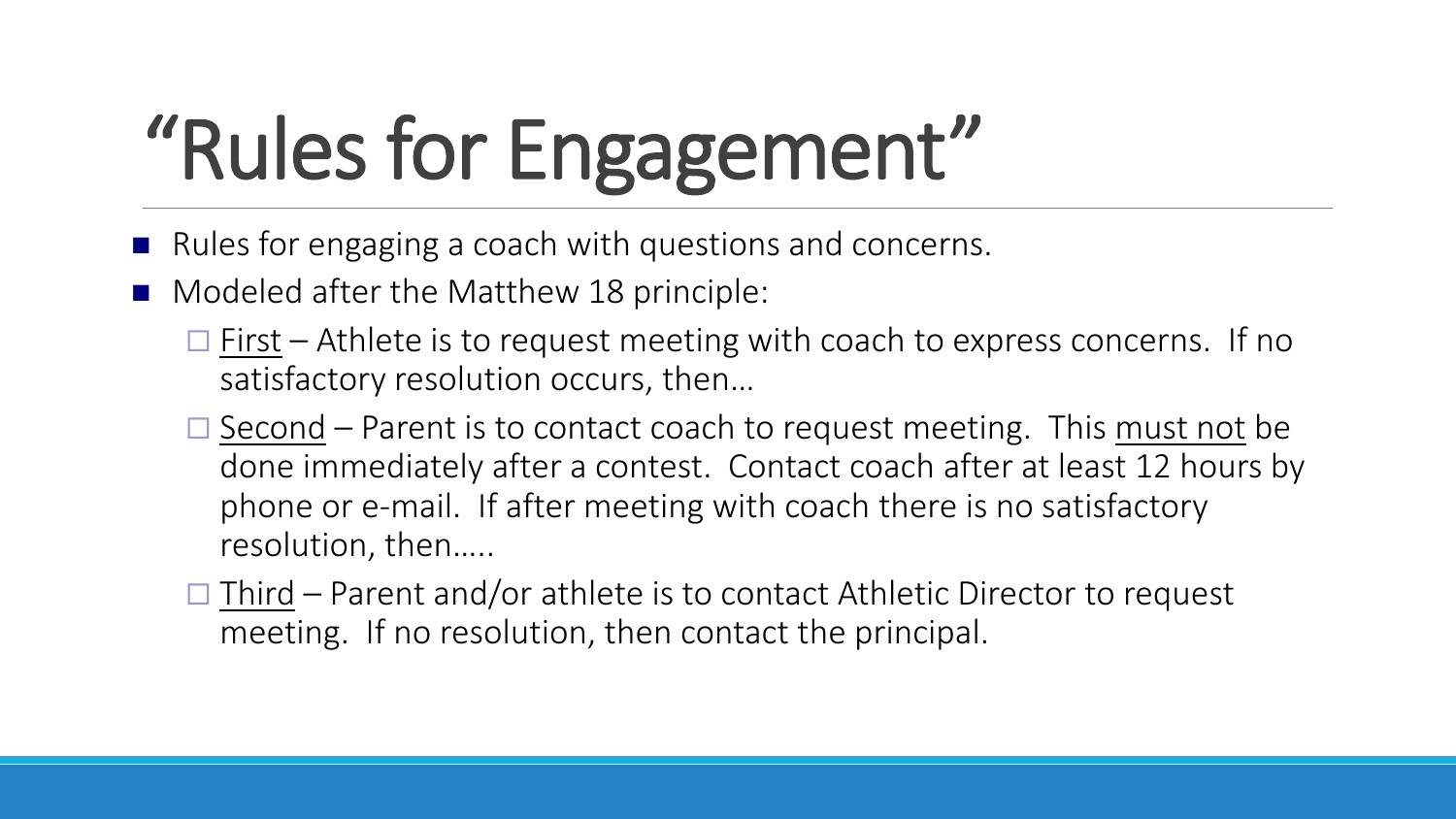# "Rules for Engagement"

- Rules for engaging a coach with questions and concerns.
- Modeled after the Matthew 18 principle:
  - <u>First</u> – Athlete is to request meeting with coach to express concerns. If no satisfactory resolution occurs, then…
  - <u>Second</u> – Parent is to contact coach to request meeting. This <u>must not</u> be done immediately after a contest. Contact coach after at least 12 hours by phone or e-mail. If after meeting with coach there is no satisfactory resolution, then…..
  - <u>Third</u> – Parent and/or athlete is to contact Athletic Director to request meeting. If no resolution, then contact the principal.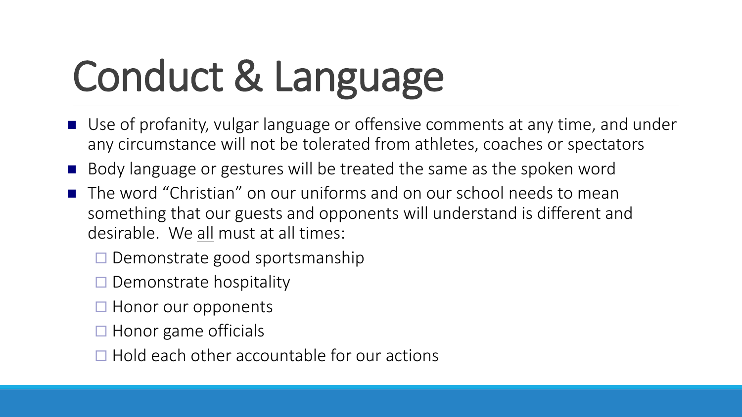# Conduct & Language

- Use of profanity, vulgar language or offensive comments at any time, and under any circumstance will not be tolerated from athletes, coaches or spectators
- Body language or gestures will be treated the same as the spoken word
- The word "Christian" on our uniforms and on our school needs to mean something that our guests and opponents will understand is different and desirable. We <u>all</u> must at all times:
  - ☐ Demonstrate good sportsmanship
  - ☐ Demonstrate hospitality
  - ☐ Honor our opponents
  - ☐ Honor game officials
  - ☐ Hold each other accountable for our actions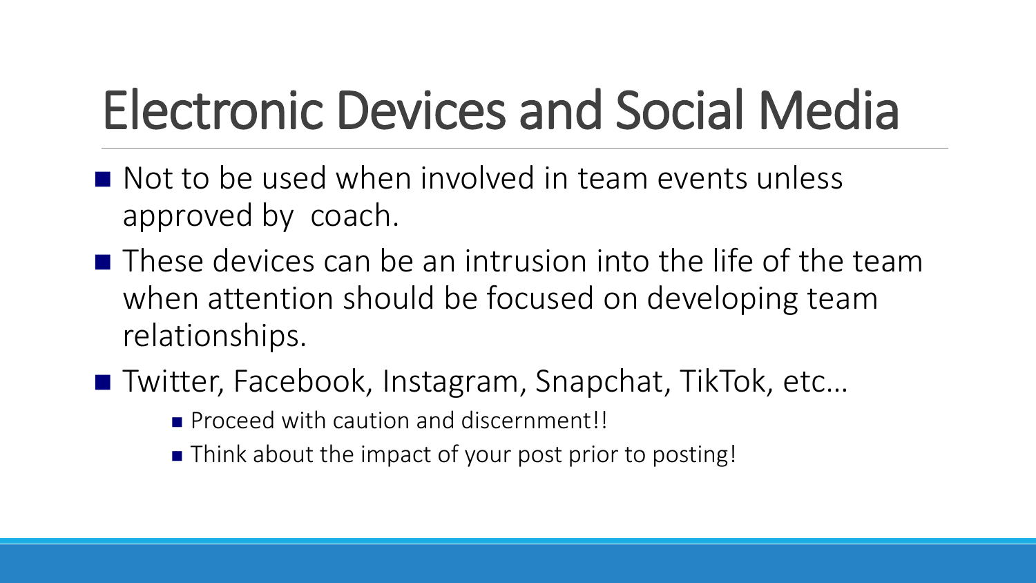# Electronic Devices and Social Media

- Not to be used when involved in team events unless approved by coach.
- These devices can be an intrusion into the life of the team when attention should be focused on developing team relationships.
- Twitter, Facebook, Instagram, Snapchat, TikTok, etc…
  - Proceed with caution and discernment!!
  - Think about the impact of your post prior to posting!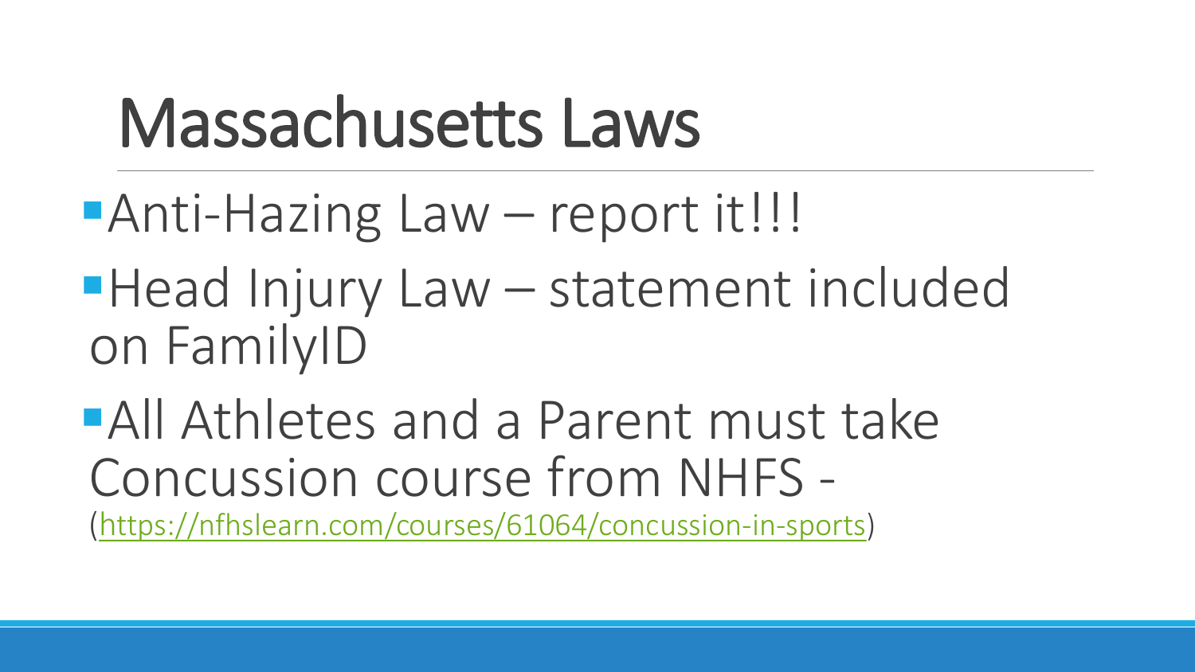# Massachusetts Laws

- Anti-Hazing Law – report it!!!
- Head Injury Law – statement included on FamilyID
- All Athletes and a Parent must take Concussion course from NHFS - (https://nfhslearn.com/courses/61064/concussion-in-sports)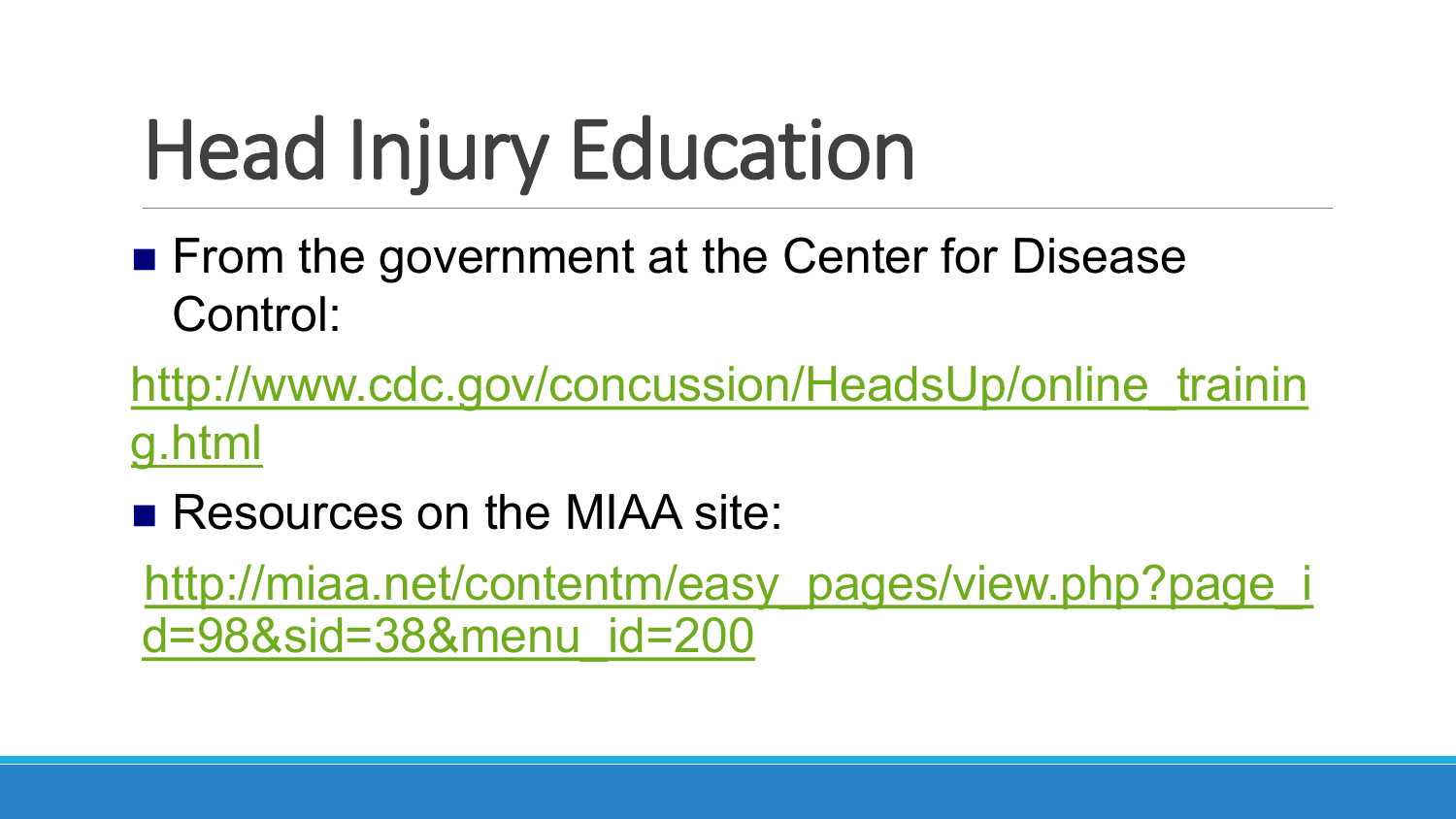# Head Injury Education

- From the government at the Center for Disease Control:

http://www.cdc.gov/concussion/HeadsUp/online_training.html

- Resources on the MIAA site:

http://miaa.net/contentm/easy_pages/view.php?page_id=98&sid=38&menu_id=200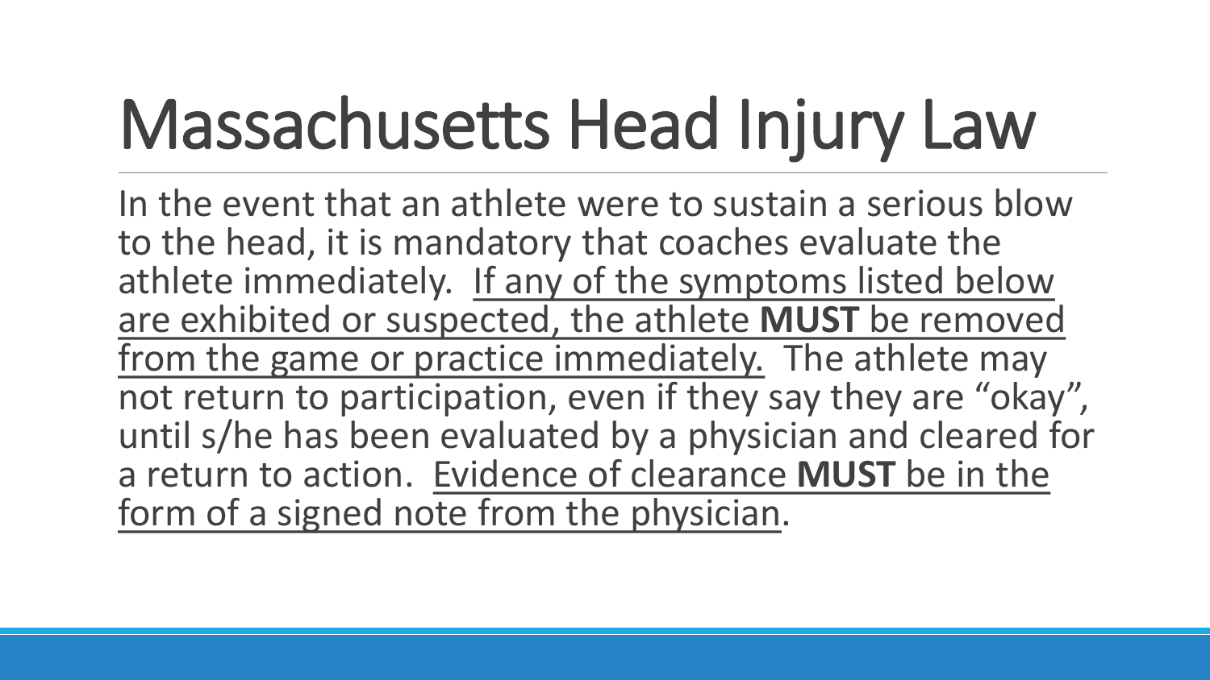# Massachusetts Head Injury Law

In the event that an athlete were to sustain a serious blow to the head, it is mandatory that coaches evaluate the athlete immediately. <u>If any of the symptoms listed below are exhibited or suspected, the athlete **MUST** be removed from the game or practice immediately.</u> The athlete may not return to participation, even if they say they are "okay", until s/he has been evaluated by a physician and cleared for a return to action. <u>Evidence of clearance **MUST** be in the form of a signed note from the physician</u>.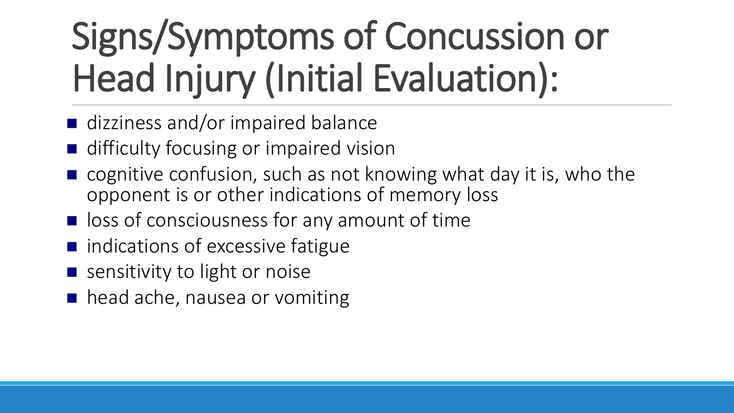# Signs/Symptoms of Concussion or Head Injury (Initial Evaluation):

- dizziness and/or impaired balance
- difficulty focusing or impaired vision
- cognitive confusion, such as not knowing what day it is, who the opponent is or other indications of memory loss
- loss of consciousness for any amount of time
- indications of excessive fatigue
- sensitivity to light or noise
- head ache, nausea or vomiting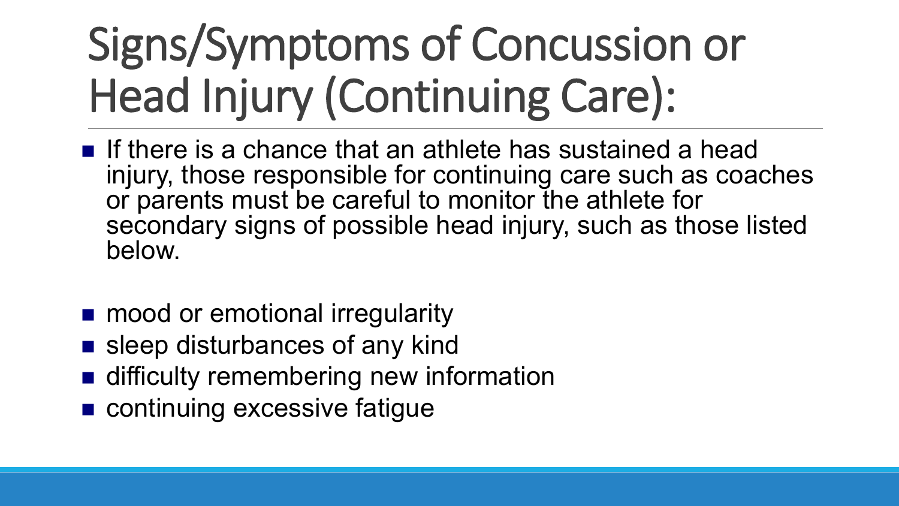# Signs/Symptoms of Concussion or Head Injury (Continuing Care):

- If there is a chance that an athlete has sustained a head injury, those responsible for continuing care such as coaches or parents must be careful to monitor the athlete for secondary signs of possible head injury, such as those listed below.

- mood or emotional irregularity
- sleep disturbances of any kind
- difficulty remembering new information
- continuing excessive fatigue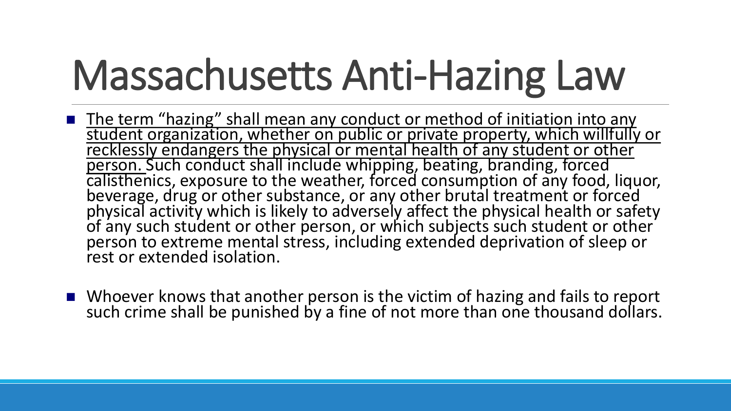# Massachusetts Anti-Hazing Law

- <u>The term "hazing" shall mean any conduct or method of initiation into any student organization, whether on public or private property, which willfully or recklessly endangers the physical or mental health of any student or other person.</u> Such conduct shall include whipping, beating, branding, forced calisthenics, exposure to the weather, forced consumption of any food, liquor, beverage, drug or other substance, or any other brutal treatment or forced physical activity which is likely to adversely affect the physical health or safety of any such student or other person, or which subjects such student or other person to extreme mental stress, including extended deprivation of sleep or rest or extended isolation.

- Whoever knows that another person is the victim of hazing and fails to report such crime shall be punished by a fine of not more than one thousand dollars.